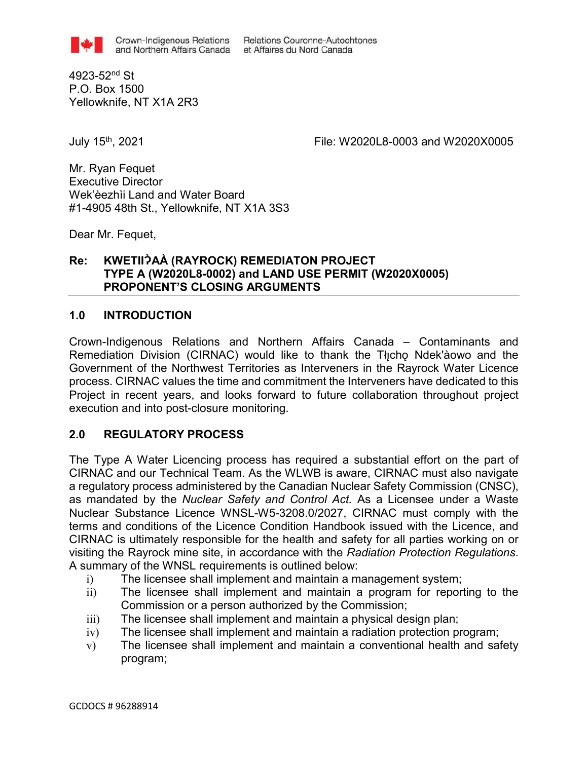Crown-Indigenous Relations and Northern Affairs Canada    Relations Couronne-Autochtones et Affaires du Nord Canada

4923-52nd St
P.O. Box 1500
Yellowknife, NT X1A 2R3

July 15th, 2021    File: W2020L8-0003 and W2020X0005

Mr. Ryan Fequet
Executive Director
Wek'èezhìi Land and Water Board
#1-4905 48th St., Yellowknife, NT X1A 3S3

Dear Mr. Fequet,

**Re: KWETIIɁAÀ (RAYROCK) REMEDIATON PROJECT
TYPE A (W2020L8-0002) and LAND USE PERMIT (W2020X0005)
PROPONENT'S CLOSING ARGUMENTS**

## 1.0 INTRODUCTION

Crown-Indigenous Relations and Northern Affairs Canada – Contaminants and Remediation Division (CIRNAC) would like to thank the Tłįchǫ Ndek'àowo and the Government of the Northwest Territories as Interveners in the Rayrock Water Licence process. CIRNAC values the time and commitment the Interveners have dedicated to this Project in recent years, and looks forward to future collaboration throughout project execution and into post-closure monitoring.

## 2.0 REGULATORY PROCESS

The Type A Water Licencing process has required a substantial effort on the part of CIRNAC and our Technical Team. As the WLWB is aware, CIRNAC must also navigate a regulatory process administered by the Canadian Nuclear Safety Commission (CNSC), as mandated by the *Nuclear Safety and Control Act.* As a Licensee under a Waste Nuclear Substance Licence WNSL-W5-3208.0/2027, CIRNAC must comply with the terms and conditions of the Licence Condition Handbook issued with the Licence, and CIRNAC is ultimately responsible for the health and safety for all parties working on or visiting the Rayrock mine site, in accordance with the *Radiation Protection Regulations*. A summary of the WNSL requirements is outlined below:

i) The licensee shall implement and maintain a management system;
ii) The licensee shall implement and maintain a program for reporting to the Commission or a person authorized by the Commission;
iii) The licensee shall implement and maintain a physical design plan;
iv) The licensee shall implement and maintain a radiation protection program;
v) The licensee shall implement and maintain a conventional health and safety program;

GCDOCS # 96288914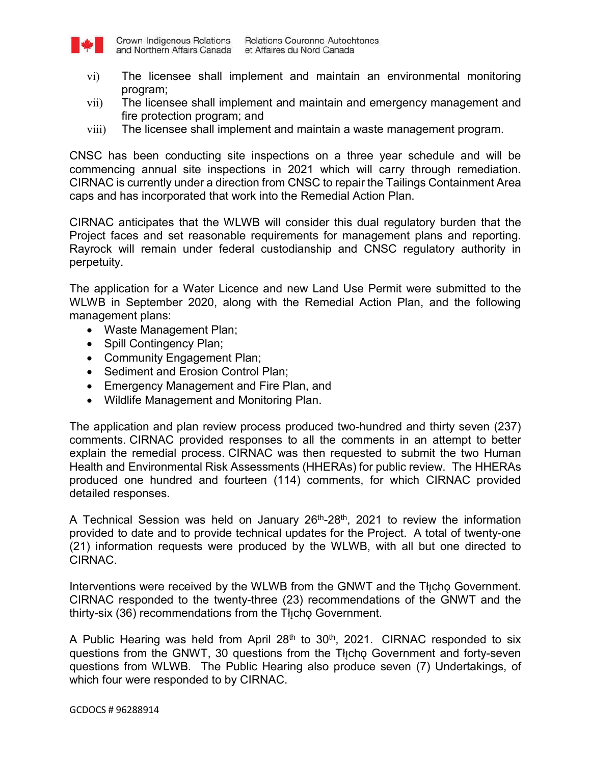vi) The licensee shall implement and maintain an environmental monitoring program;

vii) The licensee shall implement and maintain and emergency management and fire protection program; and

viii) The licensee shall implement and maintain a waste management program.

CNSC has been conducting site inspections on a three year schedule and will be commencing annual site inspections in 2021 which will carry through remediation. CIRNAC is currently under a direction from CNSC to repair the Tailings Containment Area caps and has incorporated that work into the Remedial Action Plan.

CIRNAC anticipates that the WLWB will consider this dual regulatory burden that the Project faces and set reasonable requirements for management plans and reporting. Rayrock will remain under federal custodianship and CNSC regulatory authority in perpetuity.

The application for a Water Licence and new Land Use Permit were submitted to the WLWB in September 2020, along with the Remedial Action Plan, and the following management plans:

- Waste Management Plan;
- Spill Contingency Plan;
- Community Engagement Plan;
- Sediment and Erosion Control Plan;
- Emergency Management and Fire Plan, and
- Wildlife Management and Monitoring Plan.

The application and plan review process produced two-hundred and thirty seven (237) comments. CIRNAC provided responses to all the comments in an attempt to better explain the remedial process. CIRNAC was then requested to submit the two Human Health and Environmental Risk Assessments (HHERAs) for public review. The HHERAs produced one hundred and fourteen (114) comments, for which CIRNAC provided detailed responses.

A Technical Session was held on January 26th-28th, 2021 to review the information provided to date and to provide technical updates for the Project. A total of twenty-one (21) information requests were produced by the WLWB, with all but one directed to CIRNAC.

Interventions were received by the WLWB from the GNWT and the Tłı̨chǫ Government. CIRNAC responded to the twenty-three (23) recommendations of the GNWT and the thirty-six (36) recommendations from the Tłı̨chǫ Government.

A Public Hearing was held from April 28th to 30th, 2021. CIRNAC responded to six questions from the GNWT, 30 questions from the Tłı̨chǫ Government and forty-seven questions from WLWB. The Public Hearing also produce seven (7) Undertakings, of which four were responded to by CIRNAC.

GCDOCS # 96288914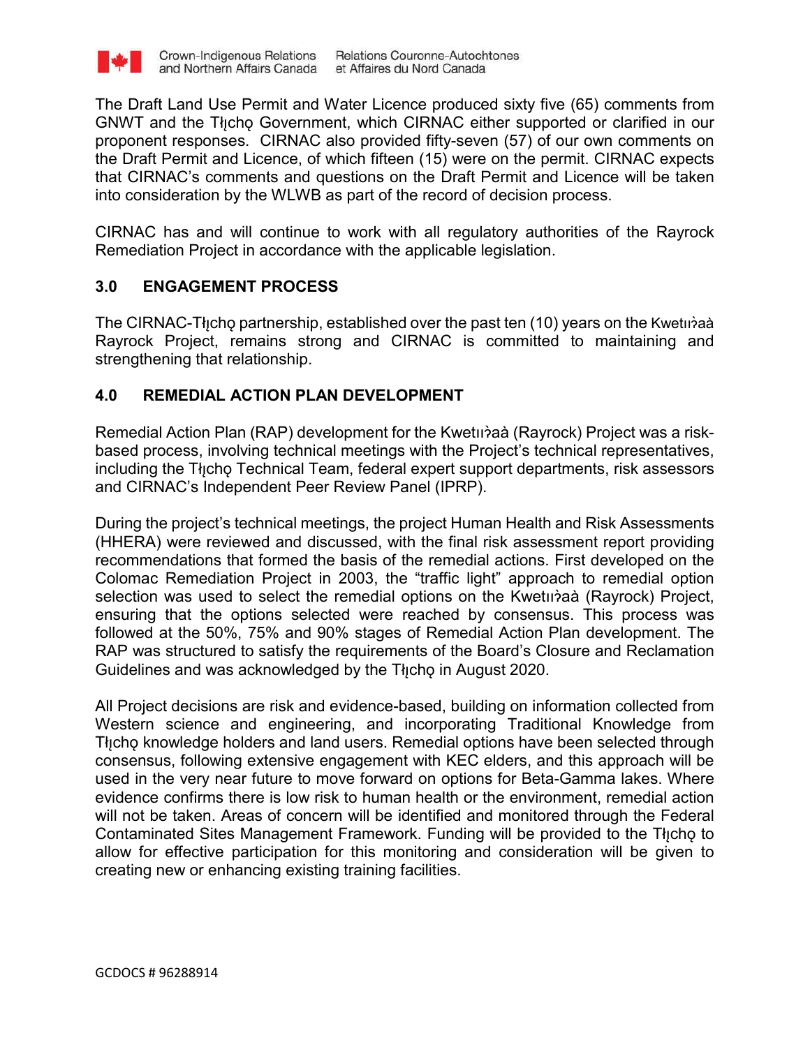The Draft Land Use Permit and Water Licence produced sixty five (65) comments from GNWT and the Tłı̨chǫ Government, which CIRNAC either supported or clarified in our proponent responses. CIRNAC also provided fifty-seven (57) of our own comments on the Draft Permit and Licence, of which fifteen (15) were on the permit. CIRNAC expects that CIRNAC's comments and questions on the Draft Permit and Licence will be taken into consideration by the WLWB as part of the record of decision process.

CIRNAC has and will continue to work with all regulatory authorities of the Rayrock Remediation Project in accordance with the applicable legislation.

## 3.0 ENGAGEMENT PROCESS

The CIRNAC-Tłı̨chǫ partnership, established over the past ten (10) years on the Kwetıı̨ɂaà Rayrock Project, remains strong and CIRNAC is committed to maintaining and strengthening that relationship.

## 4.0 REMEDIAL ACTION PLAN DEVELOPMENT

Remedial Action Plan (RAP) development for the Kwetıı̨ɂaà (Rayrock) Project was a risk-based process, involving technical meetings with the Project's technical representatives, including the Tłı̨chǫ Technical Team, federal expert support departments, risk assessors and CIRNAC's Independent Peer Review Panel (IPRP).

During the project's technical meetings, the project Human Health and Risk Assessments (HHERA) were reviewed and discussed, with the final risk assessment report providing recommendations that formed the basis of the remedial actions. First developed on the Colomac Remediation Project in 2003, the "traffic light" approach to remedial option selection was used to select the remedial options on the Kwetıı̨ɂaà (Rayrock) Project, ensuring that the options selected were reached by consensus. This process was followed at the 50%, 75% and 90% stages of Remedial Action Plan development. The RAP was structured to satisfy the requirements of the Board's Closure and Reclamation Guidelines and was acknowledged by the Tłı̨chǫ in August 2020.

All Project decisions are risk and evidence-based, building on information collected from Western science and engineering, and incorporating Traditional Knowledge from Tłı̨chǫ knowledge holders and land users. Remedial options have been selected through consensus, following extensive engagement with KEC elders, and this approach will be used in the very near future to move forward on options for Beta-Gamma lakes. Where evidence confirms there is low risk to human health or the environment, remedial action will not be taken. Areas of concern will be identified and monitored through the Federal Contaminated Sites Management Framework. Funding will be provided to the Tłı̨chǫ to allow for effective participation for this monitoring and consideration will be given to creating new or enhancing existing training facilities.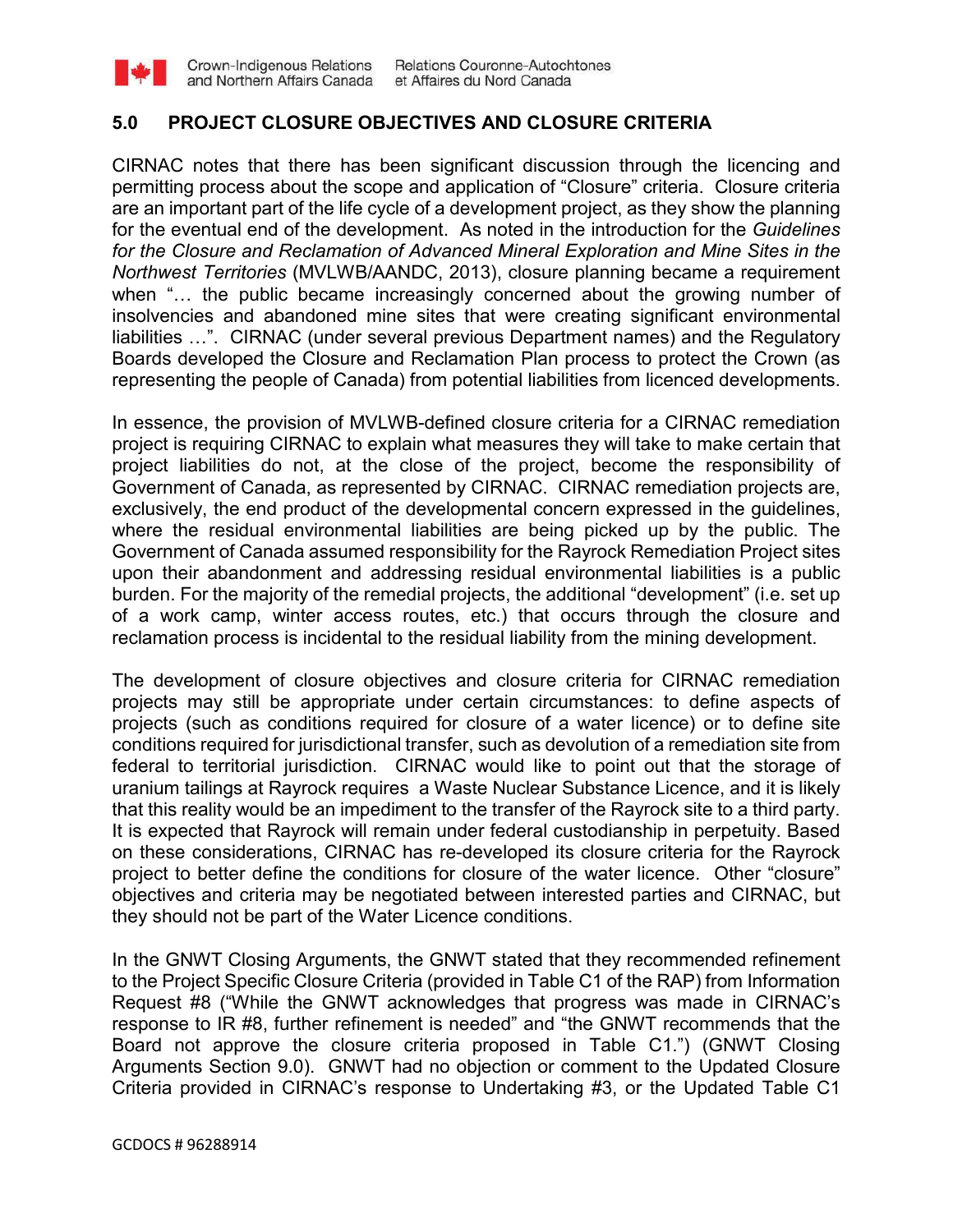## 5.0 PROJECT CLOSURE OBJECTIVES AND CLOSURE CRITERIA

CIRNAC notes that there has been significant discussion through the licencing and permitting process about the scope and application of "Closure" criteria. Closure criteria are an important part of the life cycle of a development project, as they show the planning for the eventual end of the development. As noted in the introduction for the *Guidelines for the Closure and Reclamation of Advanced Mineral Exploration and Mine Sites in the Northwest Territories* (MVLWB/AANDC, 2013), closure planning became a requirement when "… the public became increasingly concerned about the growing number of insolvencies and abandoned mine sites that were creating significant environmental liabilities …". CIRNAC (under several previous Department names) and the Regulatory Boards developed the Closure and Reclamation Plan process to protect the Crown (as representing the people of Canada) from potential liabilities from licenced developments.

In essence, the provision of MVLWB-defined closure criteria for a CIRNAC remediation project is requiring CIRNAC to explain what measures they will take to make certain that project liabilities do not, at the close of the project, become the responsibility of Government of Canada, as represented by CIRNAC. CIRNAC remediation projects are, exclusively, the end product of the developmental concern expressed in the guidelines, where the residual environmental liabilities are being picked up by the public. The Government of Canada assumed responsibility for the Rayrock Remediation Project sites upon their abandonment and addressing residual environmental liabilities is a public burden. For the majority of the remedial projects, the additional "development" (i.e. set up of a work camp, winter access routes, etc.) that occurs through the closure and reclamation process is incidental to the residual liability from the mining development.

The development of closure objectives and closure criteria for CIRNAC remediation projects may still be appropriate under certain circumstances: to define aspects of projects (such as conditions required for closure of a water licence) or to define site conditions required for jurisdictional transfer, such as devolution of a remediation site from federal to territorial jurisdiction. CIRNAC would like to point out that the storage of uranium tailings at Rayrock requires a Waste Nuclear Substance Licence, and it is likely that this reality would be an impediment to the transfer of the Rayrock site to a third party. It is expected that Rayrock will remain under federal custodianship in perpetuity. Based on these considerations, CIRNAC has re-developed its closure criteria for the Rayrock project to better define the conditions for closure of the water licence. Other "closure" objectives and criteria may be negotiated between interested parties and CIRNAC, but they should not be part of the Water Licence conditions.

In the GNWT Closing Arguments, the GNWT stated that they recommended refinement to the Project Specific Closure Criteria (provided in Table C1 of the RAP) from Information Request #8 ("While the GNWT acknowledges that progress was made in CIRNAC's response to IR #8, further refinement is needed" and "the GNWT recommends that the Board not approve the closure criteria proposed in Table C1.") (GNWT Closing Arguments Section 9.0). GNWT had no objection or comment to the Updated Closure Criteria provided in CIRNAC's response to Undertaking #3, or the Updated Table C1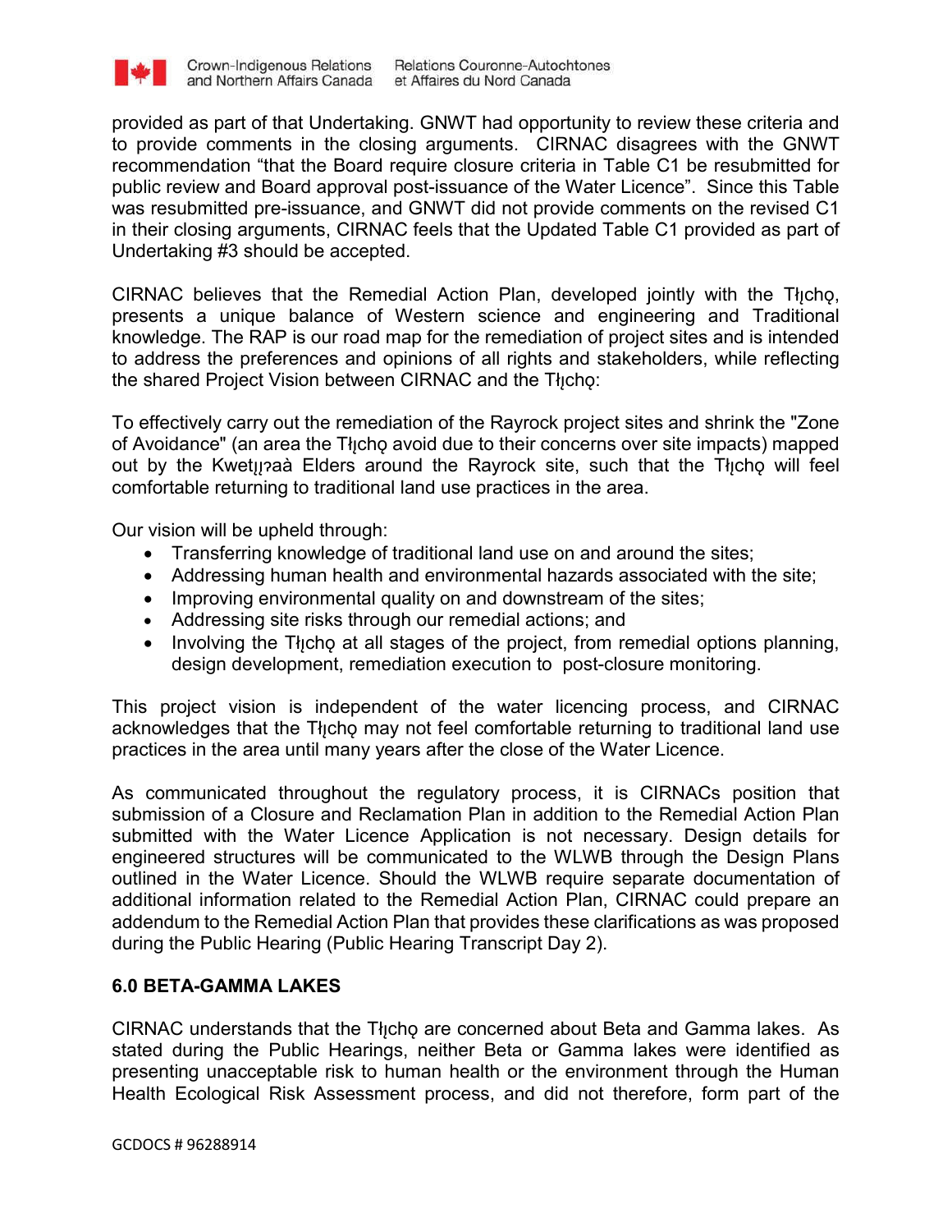provided as part of that Undertaking. GNWT had opportunity to review these criteria and to provide comments in the closing arguments. CIRNAC disagrees with the GNWT recommendation "that the Board require closure criteria in Table C1 be resubmitted for public review and Board approval post-issuance of the Water Licence". Since this Table was resubmitted pre-issuance, and GNWT did not provide comments on the revised C1 in their closing arguments, CIRNAC feels that the Updated Table C1 provided as part of Undertaking #3 should be accepted.

CIRNAC believes that the Remedial Action Plan, developed jointly with the Tłı̨chǫ, presents a unique balance of Western science and engineering and Traditional knowledge. The RAP is our road map for the remediation of project sites and is intended to address the preferences and opinions of all rights and stakeholders, while reflecting the shared Project Vision between CIRNAC and the Tłı̨chǫ:

To effectively carry out the remediation of the Rayrock project sites and shrink the "Zone of Avoidance" (an area the Tłı̨chǫ avoid due to their concerns over site impacts) mapped out by the Kwetı̨ı̨ʔaà Elders around the Rayrock site, such that the Tłı̨chǫ will feel comfortable returning to traditional land use practices in the area.

Our vision will be upheld through:

- Transferring knowledge of traditional land use on and around the sites;
- Addressing human health and environmental hazards associated with the site;
- Improving environmental quality on and downstream of the sites;
- Addressing site risks through our remedial actions; and
- Involving the Tłı̨chǫ at all stages of the project, from remedial options planning, design development, remediation execution to post-closure monitoring.

This project vision is independent of the water licencing process, and CIRNAC acknowledges that the Tłı̨chǫ may not feel comfortable returning to traditional land use practices in the area until many years after the close of the Water Licence.

As communicated throughout the regulatory process, it is CIRNACs position that submission of a Closure and Reclamation Plan in addition to the Remedial Action Plan submitted with the Water Licence Application is not necessary. Design details for engineered structures will be communicated to the WLWB through the Design Plans outlined in the Water Licence. Should the WLWB require separate documentation of additional information related to the Remedial Action Plan, CIRNAC could prepare an addendum to the Remedial Action Plan that provides these clarifications as was proposed during the Public Hearing (Public Hearing Transcript Day 2).

## 6.0 BETA-GAMMA LAKES

CIRNAC understands that the Tłı̨chǫ are concerned about Beta and Gamma lakes. As stated during the Public Hearings, neither Beta or Gamma lakes were identified as presenting unacceptable risk to human health or the environment through the Human Health Ecological Risk Assessment process, and did not therefore, form part of the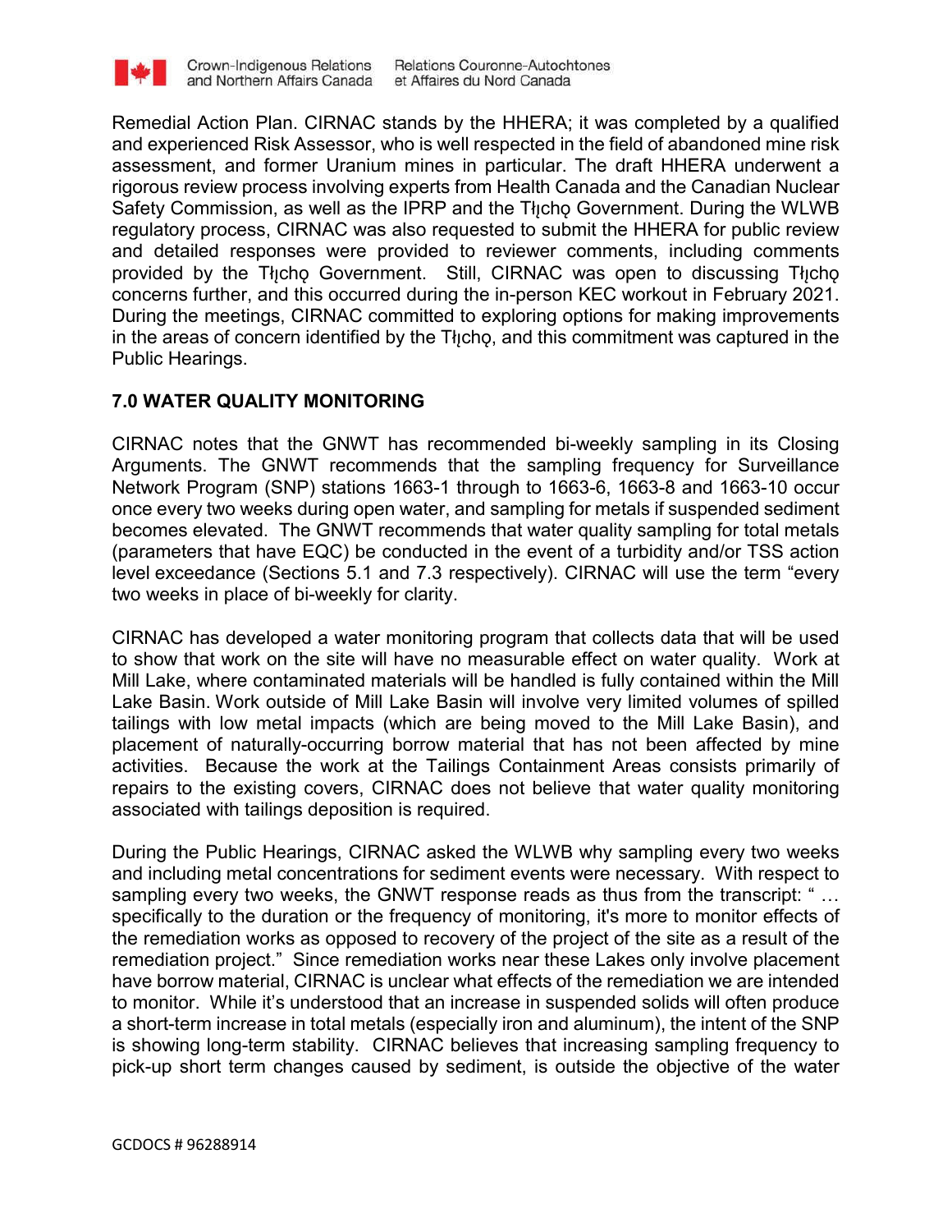Remedial Action Plan. CIRNAC stands by the HHERA; it was completed by a qualified and experienced Risk Assessor, who is well respected in the field of abandoned mine risk assessment, and former Uranium mines in particular. The draft HHERA underwent a rigorous review process involving experts from Health Canada and the Canadian Nuclear Safety Commission, as well as the IPRP and the Tłı̨chǫ Government. During the WLWB regulatory process, CIRNAC was also requested to submit the HHERA for public review and detailed responses were provided to reviewer comments, including comments provided by the Tłı̨chǫ Government. Still, CIRNAC was open to discussing Tłı̨chǫ concerns further, and this occurred during the in-person KEC workout in February 2021. During the meetings, CIRNAC committed to exploring options for making improvements in the areas of concern identified by the Tłı̨chǫ, and this commitment was captured in the Public Hearings.

## 7.0 WATER QUALITY MONITORING

CIRNAC notes that the GNWT has recommended bi-weekly sampling in its Closing Arguments. The GNWT recommends that the sampling frequency for Surveillance Network Program (SNP) stations 1663-1 through to 1663-6, 1663-8 and 1663-10 occur once every two weeks during open water, and sampling for metals if suspended sediment becomes elevated. The GNWT recommends that water quality sampling for total metals (parameters that have EQC) be conducted in the event of a turbidity and/or TSS action level exceedance (Sections 5.1 and 7.3 respectively). CIRNAC will use the term "every two weeks in place of bi-weekly for clarity.

CIRNAC has developed a water monitoring program that collects data that will be used to show that work on the site will have no measurable effect on water quality. Work at Mill Lake, where contaminated materials will be handled is fully contained within the Mill Lake Basin. Work outside of Mill Lake Basin will involve very limited volumes of spilled tailings with low metal impacts (which are being moved to the Mill Lake Basin), and placement of naturally-occurring borrow material that has not been affected by mine activities. Because the work at the Tailings Containment Areas consists primarily of repairs to the existing covers, CIRNAC does not believe that water quality monitoring associated with tailings deposition is required.

During the Public Hearings, CIRNAC asked the WLWB why sampling every two weeks and including metal concentrations for sediment events were necessary. With respect to sampling every two weeks, the GNWT response reads as thus from the transcript: " … specifically to the duration or the frequency of monitoring, it's more to monitor effects of the remediation works as opposed to recovery of the project of the site as a result of the remediation project." Since remediation works near these Lakes only involve placement have borrow material, CIRNAC is unclear what effects of the remediation we are intended to monitor. While it's understood that an increase in suspended solids will often produce a short-term increase in total metals (especially iron and aluminum), the intent of the SNP is showing long-term stability. CIRNAC believes that increasing sampling frequency to pick-up short term changes caused by sediment, is outside the objective of the water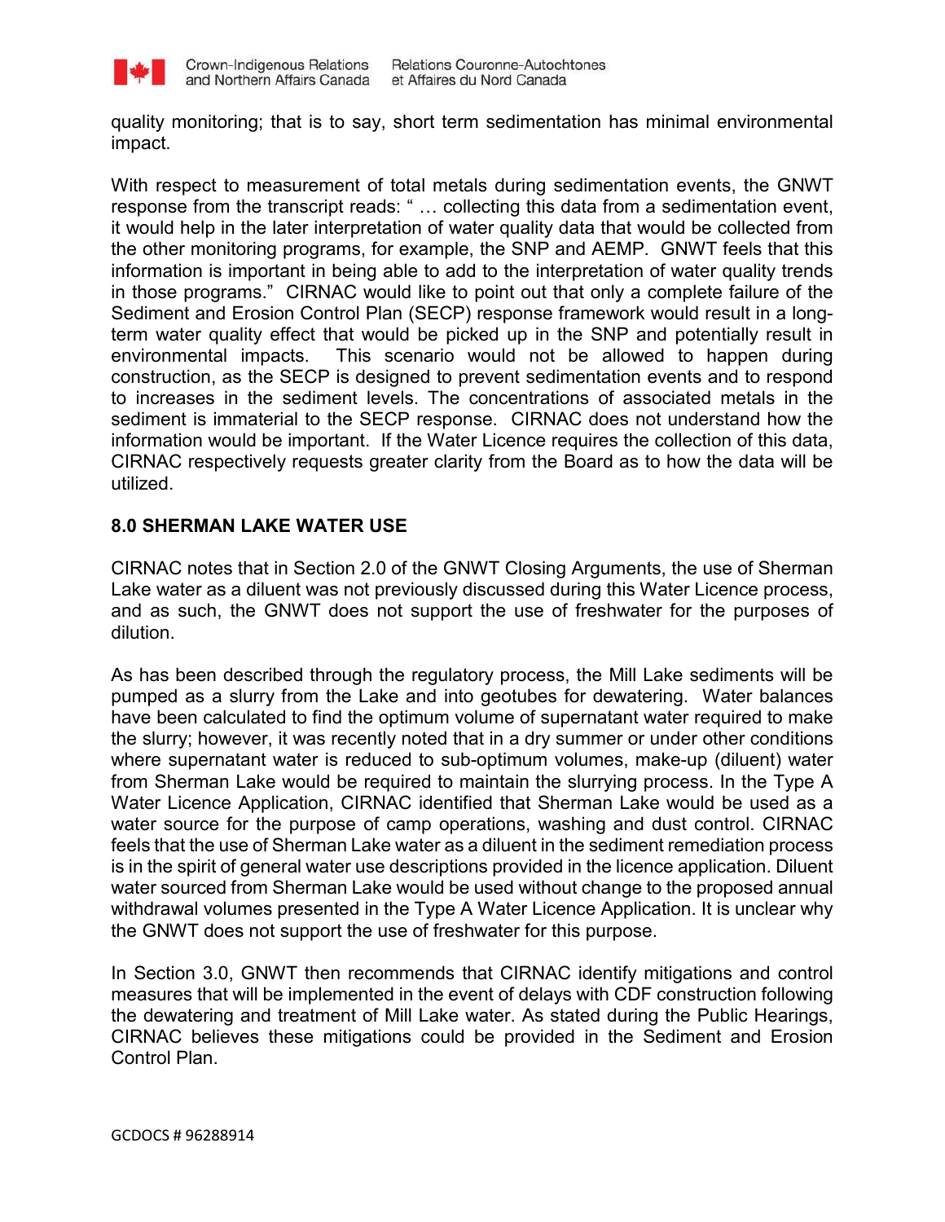quality monitoring; that is to say, short term sedimentation has minimal environmental impact.

With respect to measurement of total metals during sedimentation events, the GNWT response from the transcript reads: " … collecting this data from a sedimentation event, it would help in the later interpretation of water quality data that would be collected from the other monitoring programs, for example, the SNP and AEMP. GNWT feels that this information is important in being able to add to the interpretation of water quality trends in those programs." CIRNAC would like to point out that only a complete failure of the Sediment and Erosion Control Plan (SECP) response framework would result in a long-term water quality effect that would be picked up in the SNP and potentially result in environmental impacts. This scenario would not be allowed to happen during construction, as the SECP is designed to prevent sedimentation events and to respond to increases in the sediment levels. The concentrations of associated metals in the sediment is immaterial to the SECP response. CIRNAC does not understand how the information would be important. If the Water Licence requires the collection of this data, CIRNAC respectively requests greater clarity from the Board as to how the data will be utilized.

## 8.0 SHERMAN LAKE WATER USE

CIRNAC notes that in Section 2.0 of the GNWT Closing Arguments, the use of Sherman Lake water as a diluent was not previously discussed during this Water Licence process, and as such, the GNWT does not support the use of freshwater for the purposes of dilution.

As has been described through the regulatory process, the Mill Lake sediments will be pumped as a slurry from the Lake and into geotubes for dewatering. Water balances have been calculated to find the optimum volume of supernatant water required to make the slurry; however, it was recently noted that in a dry summer or under other conditions where supernatant water is reduced to sub-optimum volumes, make-up (diluent) water from Sherman Lake would be required to maintain the slurrying process. In the Type A Water Licence Application, CIRNAC identified that Sherman Lake would be used as a water source for the purpose of camp operations, washing and dust control. CIRNAC feels that the use of Sherman Lake water as a diluent in the sediment remediation process is in the spirit of general water use descriptions provided in the licence application. Diluent water sourced from Sherman Lake would be used without change to the proposed annual withdrawal volumes presented in the Type A Water Licence Application. It is unclear why the GNWT does not support the use of freshwater for this purpose.

In Section 3.0, GNWT then recommends that CIRNAC identify mitigations and control measures that will be implemented in the event of delays with CDF construction following the dewatering and treatment of Mill Lake water. As stated during the Public Hearings, CIRNAC believes these mitigations could be provided in the Sediment and Erosion Control Plan.

GCDOCS # 96288914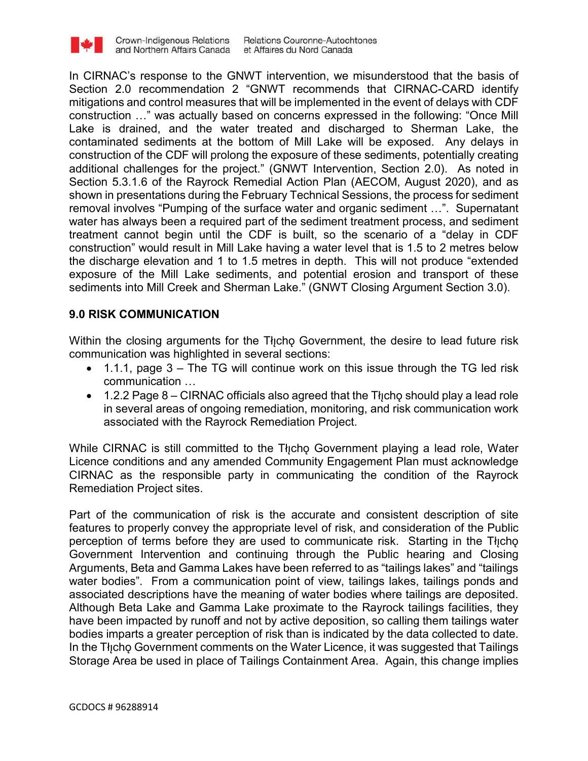In CIRNAC's response to the GNWT intervention, we misunderstood that the basis of Section 2.0 recommendation 2 "GNWT recommends that CIRNAC-CARD identify mitigations and control measures that will be implemented in the event of delays with CDF construction …" was actually based on concerns expressed in the following: "Once Mill Lake is drained, and the water treated and discharged to Sherman Lake, the contaminated sediments at the bottom of Mill Lake will be exposed. Any delays in construction of the CDF will prolong the exposure of these sediments, potentially creating additional challenges for the project." (GNWT Intervention, Section 2.0). As noted in Section 5.3.1.6 of the Rayrock Remedial Action Plan (AECOM, August 2020), and as shown in presentations during the February Technical Sessions, the process for sediment removal involves "Pumping of the surface water and organic sediment …". Supernatant water has always been a required part of the sediment treatment process, and sediment treatment cannot begin until the CDF is built, so the scenario of a "delay in CDF construction" would result in Mill Lake having a water level that is 1.5 to 2 metres below the discharge elevation and 1 to 1.5 metres in depth. This will not produce "extended exposure of the Mill Lake sediments, and potential erosion and transport of these sediments into Mill Creek and Sherman Lake." (GNWT Closing Argument Section 3.0).

## 9.0 RISK COMMUNICATION

Within the closing arguments for the Tłı̨chǫ Government, the desire to lead future risk communication was highlighted in several sections:

- 1.1.1, page 3 – The TG will continue work on this issue through the TG led risk communication …
- 1.2.2 Page 8 – CIRNAC officials also agreed that the Tłı̨chǫ should play a lead role in several areas of ongoing remediation, monitoring, and risk communication work associated with the Rayrock Remediation Project.

While CIRNAC is still committed to the Tłı̨chǫ Government playing a lead role, Water Licence conditions and any amended Community Engagement Plan must acknowledge CIRNAC as the responsible party in communicating the condition of the Rayrock Remediation Project sites.

Part of the communication of risk is the accurate and consistent description of site features to properly convey the appropriate level of risk, and consideration of the Public perception of terms before they are used to communicate risk. Starting in the Tłı̨chǫ Government Intervention and continuing through the Public hearing and Closing Arguments, Beta and Gamma Lakes have been referred to as "tailings lakes" and "tailings water bodies". From a communication point of view, tailings lakes, tailings ponds and associated descriptions have the meaning of water bodies where tailings are deposited. Although Beta Lake and Gamma Lake proximate to the Rayrock tailings facilities, they have been impacted by runoff and not by active deposition, so calling them tailings water bodies imparts a greater perception of risk than is indicated by the data collected to date. In the Tłı̨chǫ Government comments on the Water Licence, it was suggested that Tailings Storage Area be used in place of Tailings Containment Area. Again, this change implies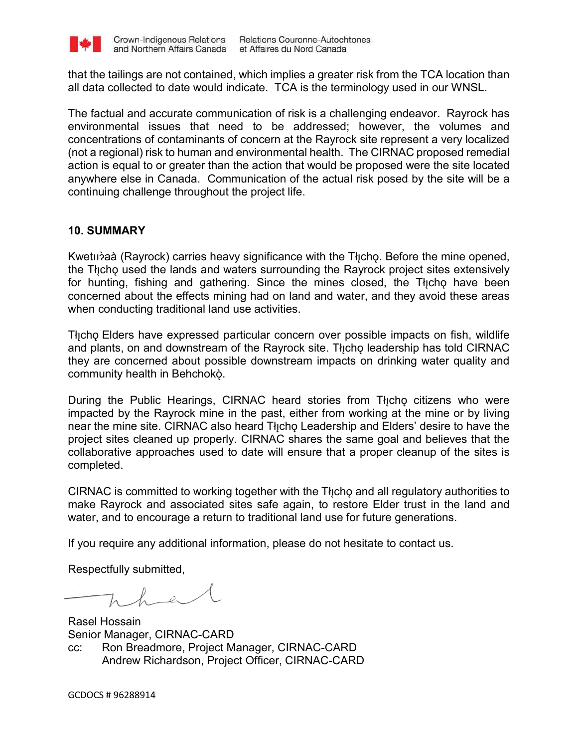that the tailings are not contained, which implies a greater risk from the TCA location than all data collected to date would indicate. TCA is the terminology used in our WNSL.

The factual and accurate communication of risk is a challenging endeavor. Rayrock has environmental issues that need to be addressed; however, the volumes and concentrations of contaminants of concern at the Rayrock site represent a very localized (not a regional) risk to human and environmental health. The CIRNAC proposed remedial action is equal to or greater than the action that would be proposed were the site located anywhere else in Canada. Communication of the actual risk posed by the site will be a continuing challenge throughout the project life.

## 10. SUMMARY

Kwetıı̨ɂaà (Rayrock) carries heavy significance with the Tłı̨chǫ. Before the mine opened, the Tłı̨chǫ used the lands and waters surrounding the Rayrock project sites extensively for hunting, fishing and gathering. Since the mines closed, the Tłı̨chǫ have been concerned about the effects mining had on land and water, and they avoid these areas when conducting traditional land use activities.

Tłı̨chǫ Elders have expressed particular concern over possible impacts on fish, wildlife and plants, on and downstream of the Rayrock site. Tłı̨chǫ leadership has told CIRNAC they are concerned about possible downstream impacts on drinking water quality and community health in Behchokǫ̀.

During the Public Hearings, CIRNAC heard stories from Tłı̨chǫ citizens who were impacted by the Rayrock mine in the past, either from working at the mine or by living near the mine site. CIRNAC also heard Tłı̨chǫ Leadership and Elders' desire to have the project sites cleaned up properly. CIRNAC shares the same goal and believes that the collaborative approaches used to date will ensure that a proper cleanup of the sites is completed.

CIRNAC is committed to working together with the Tłı̨chǫ and all regulatory authorities to make Rayrock and associated sites safe again, to restore Elder trust in the land and water, and to encourage a return to traditional land use for future generations.

If you require any additional information, please do not hesitate to contact us.

Respectfully submitted,

Rasel Hossain
Senior Manager, CIRNAC-CARD

cc: Ron Breadmore, Project Manager, CIRNAC-CARD
Andrew Richardson, Project Officer, CIRNAC-CARD

GCDOCS # 96288914